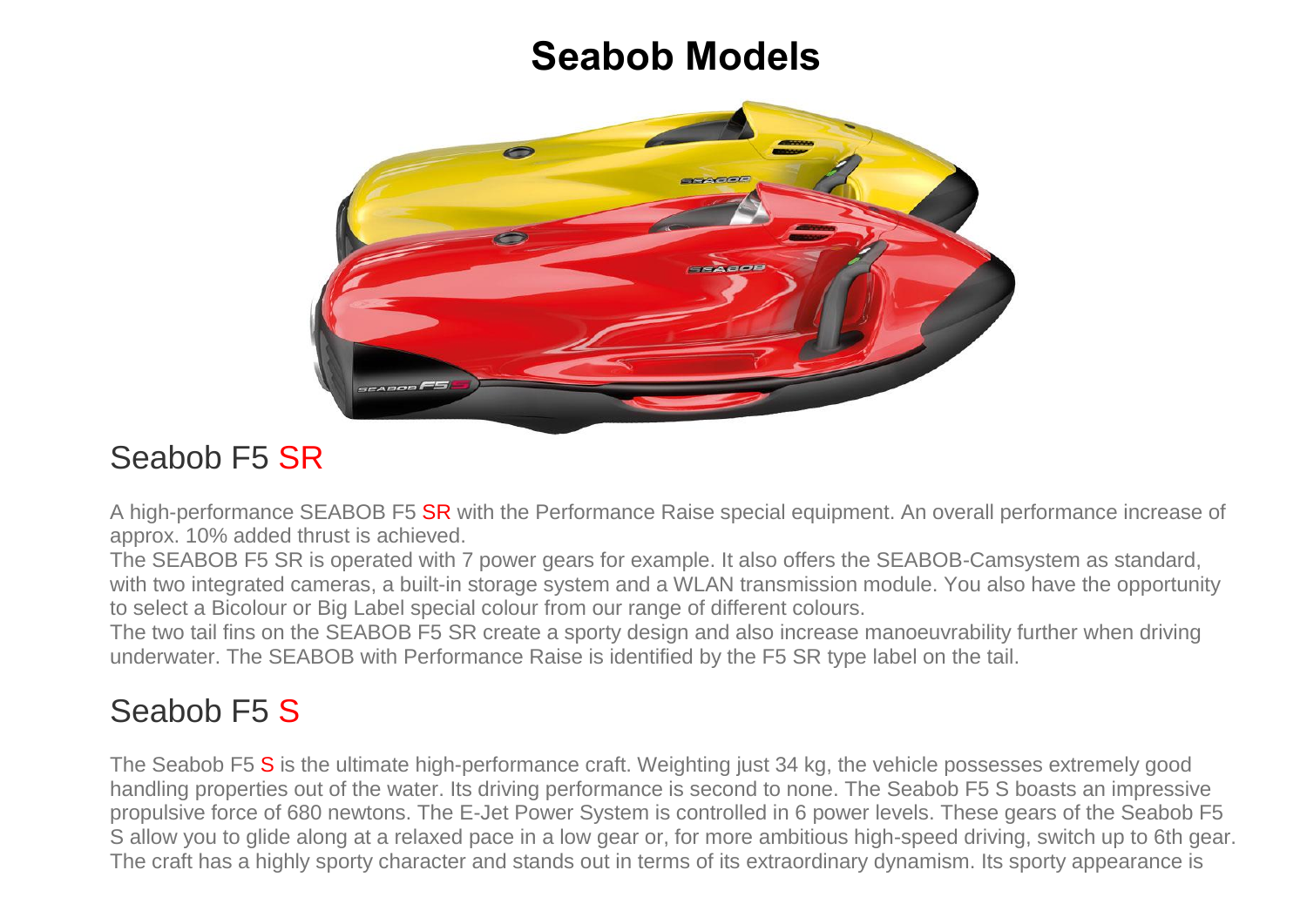# Seabob Models

## Seabob F5 SR

A high-performance SEABOB F5 SR with the Performance Raise special equipment. An overall performance increase of approx. 10% added thrust is achieved.
The SEABOB F5 SR is operated with 7 power gears for example. It also offers the SEABOB-Camsystem as standard, with two integrated cameras, a built-in storage system and a WLAN transmission module. You also have the opportunity to select a Bicolour or Big Label special colour from our range of different colours.
The two tail fins on the SEABOB F5 SR create a sporty design and also increase manoeuvrability further when driving underwater. The SEABOB with Performance Raise is identified by the F5 SR type label on the tail.

## Seabob F5 S

The Seabob F5 S is the ultimate high-performance craft. Weighting just 34 kg, the vehicle possesses extremely good handling properties out of the water. Its driving performance is second to none. The Seabob F5 S boasts an impressive propulsive force of 680 newtons. The E-Jet Power System is controlled in 6 power levels. These gears of the Seabob F5 S allow you to glide along at a relaxed pace in a low gear or, for more ambitious high-speed driving, switch up to 6th gear. The craft has a highly sporty character and stands out in terms of its extraordinary dynamism. Its sporty appearance is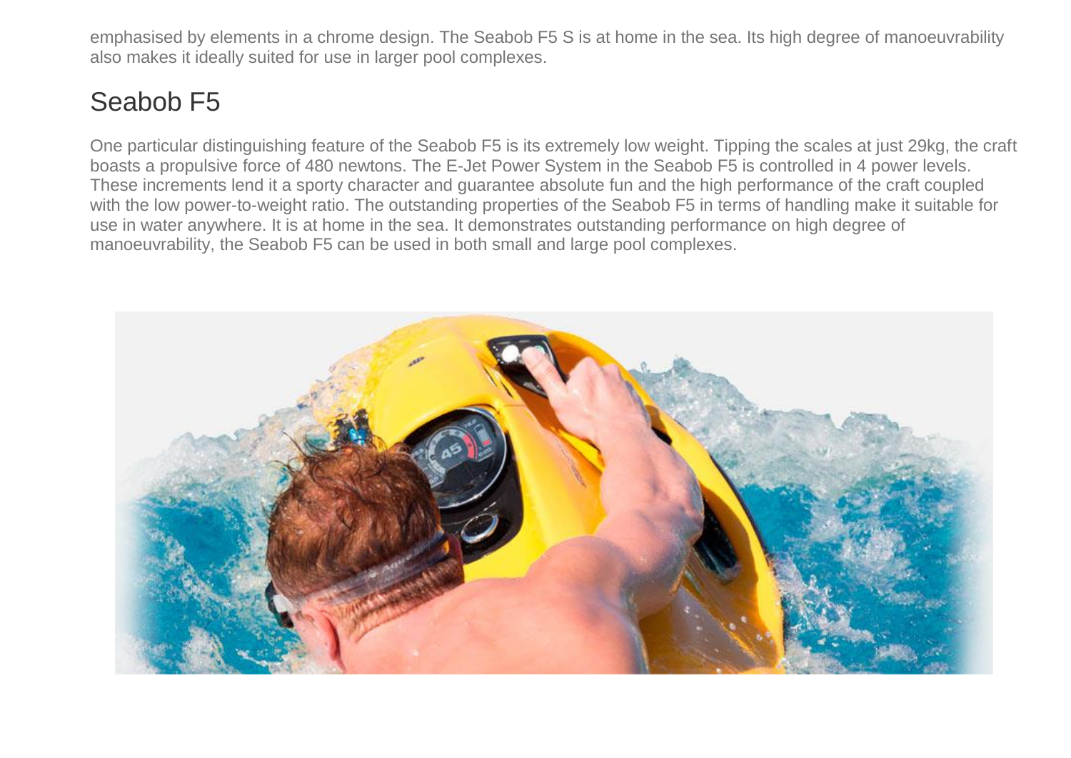emphasised by elements in a chrome design. The Seabob F5 S is at home in the sea. Its high degree of manoeuvrability also makes it ideally suited for use in larger pool complexes.

## Seabob F5

One particular distinguishing feature of the Seabob F5 is its extremely low weight. Tipping the scales at just 29kg, the craft boasts a propulsive force of 480 newtons. The E-Jet Power System in the Seabob F5 is controlled in 4 power levels. These increments lend it a sporty character and guarantee absolute fun and the high performance of the craft coupled with the low power-to-weight ratio. The outstanding properties of the Seabob F5 in terms of handling make it suitable for use in water anywhere. It is at home in the sea. It demonstrates outstanding performance on high degree of manoeuvrability, the Seabob F5 can be used in both small and large pool complexes.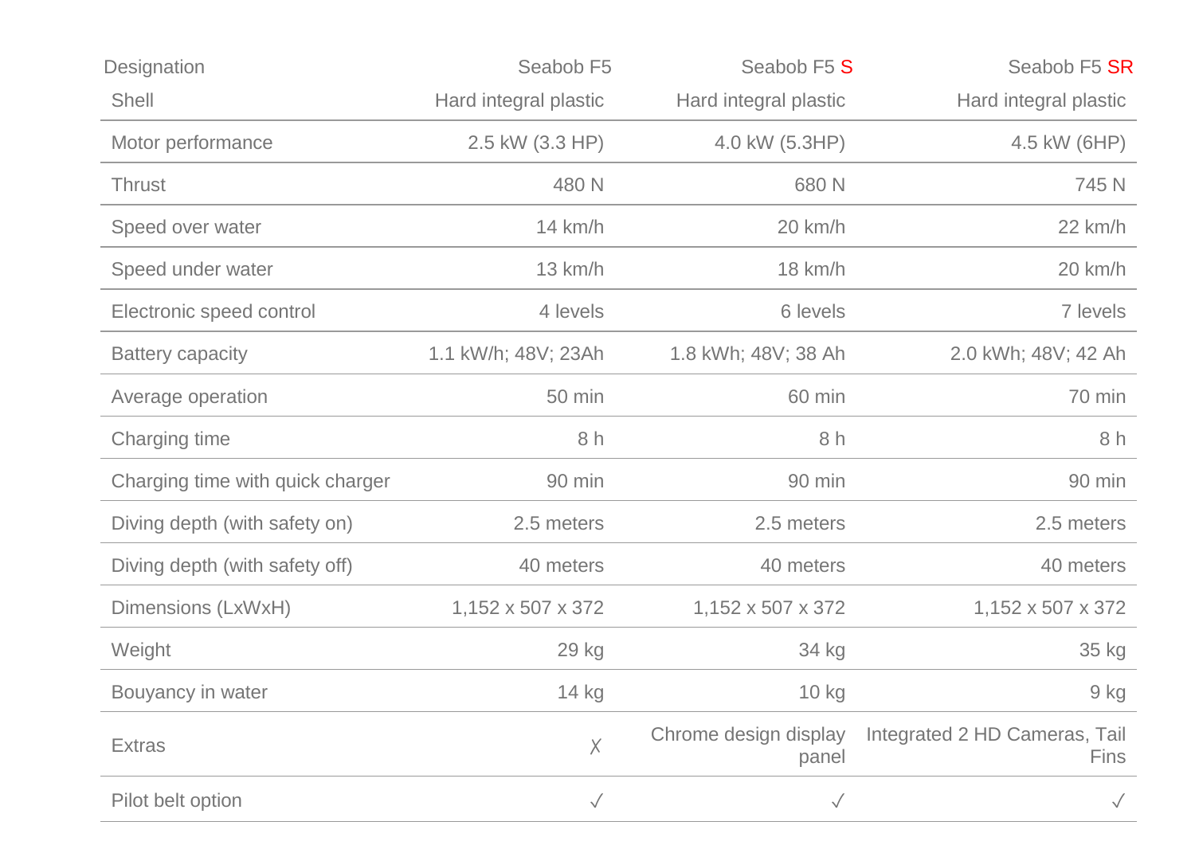| Designation | Seabob F5 | Seabob F5 S | Seabob F5 SR |
|---|---|---|---|
| Shell | Hard integral plastic | Hard integral plastic | Hard integral plastic |
| Motor performance | 2.5 kW (3.3 HP) | 4.0 kW (5.3HP) | 4.5 kW (6HP) |
| Thrust | 480 N | 680 N | 745 N |
| Speed over water | 14 km/h | 20 km/h | 22 km/h |
| Speed under water | 13 km/h | 18 km/h | 20 km/h |
| Electronic speed control | 4 levels | 6 levels | 7 levels |
| Battery capacity | 1.1 kW/h; 48V; 23Ah | 1.8 kWh; 48V; 38 Ah | 2.0 kWh; 48V; 42 Ah |
| Average operation | 50 min | 60 min | 70 min |
| Charging time | 8 h | 8 h | 8 h |
| Charging time with quick charger | 90 min | 90 min | 90 min |
| Diving depth (with safety on) | 2.5 meters | 2.5 meters | 2.5 meters |
| Diving depth (with safety off) | 40 meters | 40 meters | 40 meters |
| Dimensions (LxWxH) | 1,152 x 507 x 372 | 1,152 x 507 x 372 | 1,152 x 507 x 372 |
| Weight | 29 kg | 34 kg | 35 kg |
| Bouyancy in water | 14 kg | 10 kg | 9 kg |
| Extras | ✗ | Chrome design display panel | Integrated 2 HD Cameras, Tail Fins |
| Pilot belt option | ✓ | ✓ | ✓ |